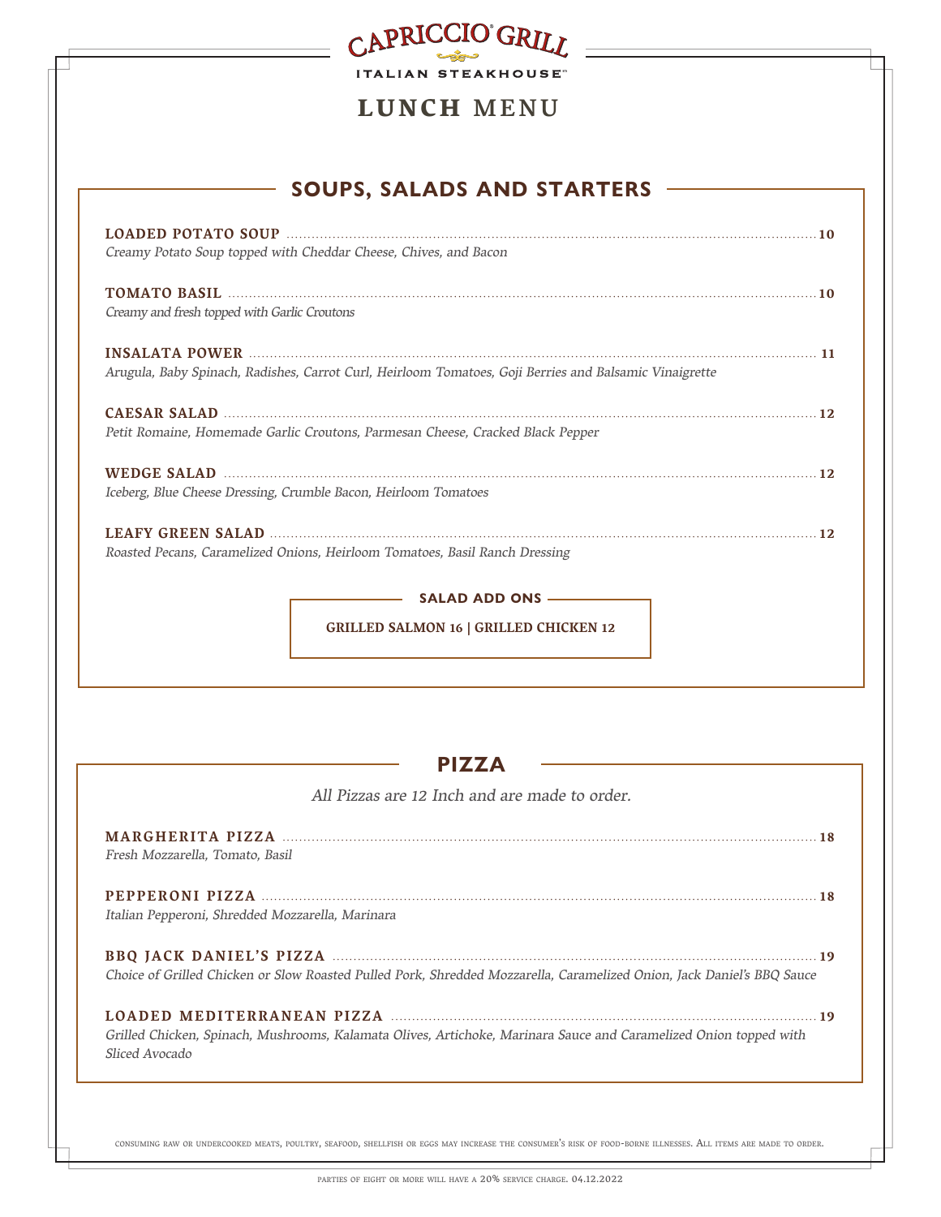# CAPRICCIO GRILL

ITALIAN STEAKHOUSE

# LUNCH MENU

## SOUPS, SALADS AND STARTERS

**LOADED POTATO SOUP** .......... **10**
*Creamy Potato Soup topped with Cheddar Cheese, Chives, and Bacon*

**TOMATO BASIL** .......... **10**
*Creamy and fresh topped with Garlic Croutons*

**INSALATA POWER** .......... **11**
*Arugula, Baby Spinach, Radishes, Carrot Curl, Heirloom Tomatoes, Goji Berries and Balsamic Vinaigrette*

**CAESAR SALAD** .......... **12**
*Petit Romaine, Homemade Garlic Croutons, Parmesan Cheese, Cracked Black Pepper*

**WEDGE SALAD** .......... **12**
*Iceberg, Blue Cheese Dressing, Crumble Bacon, Heirloom Tomatoes*

**LEAFY GREEN SALAD** .......... **12**
*Roasted Pecans, Caramelized Onions, Heirloom Tomatoes, Basil Ranch Dressing*

### SALAD ADD ONS

**GRILLED SALMON 16 | GRILLED CHICKEN 12**

## PIZZA

*All Pizzas are 12 Inch and are made to order.*

**MARGHERITA PIZZA** .......... **18**
*Fresh Mozzarella, Tomato, Basil*

**PEPPERONI PIZZA** .......... **18**
*Italian Pepperoni, Shredded Mozzarella, Marinara*

**BBQ JACK DANIEL'S PIZZA** .......... **19**
*Choice of Grilled Chicken or Slow Roasted Pulled Pork, Shredded Mozzarella, Caramelized Onion, Jack Daniel's BBQ Sauce*

**LOADED MEDITERRANEAN PIZZA** .......... **19**
*Grilled Chicken, Spinach, Mushrooms, Kalamata Olives, Artichoke, Marinara Sauce and Caramelized Onion topped with Sliced Avocado*

Consuming raw or undercooked meats, poultry, seafood, shellfish or eggs may increase the consumer's risk of food-borne illnesses. All items are made to order.

Parties of eight or more will have a 20% service charge. 04.12.2022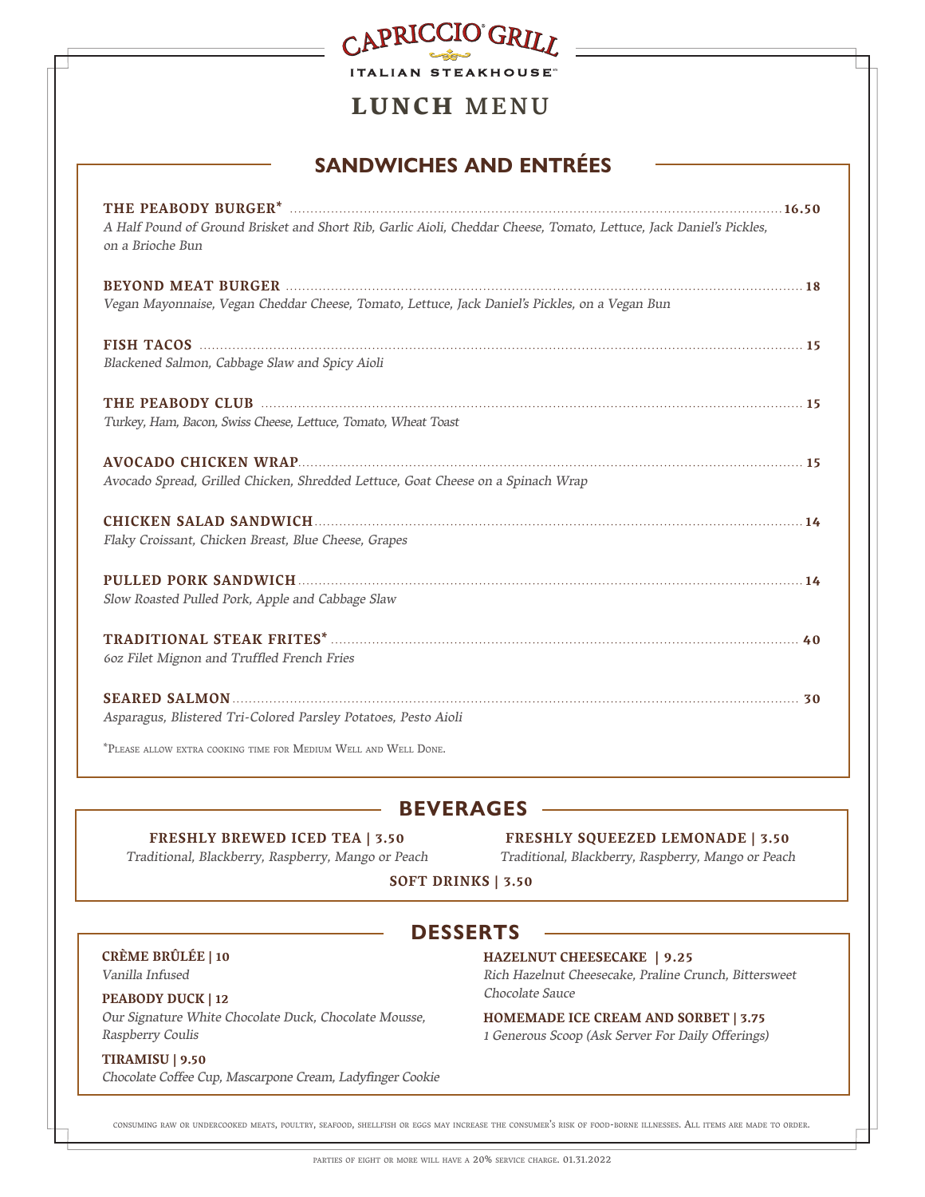# CAPRICCIO GRILL

ITALIAN STEAKHOUSE

## LUNCH MENU

### SANDWICHES AND ENTRÉES

**THE PEABODY BURGER*** ..... **16.50**
*A Half Pound of Ground Brisket and Short Rib, Garlic Aioli, Cheddar Cheese, Tomato, Lettuce, Jack Daniel's Pickles, on a Brioche Bun*

**BEYOND MEAT BURGER** ..... **18**
*Vegan Mayonnaise, Vegan Cheddar Cheese, Tomato, Lettuce, Jack Daniel's Pickles, on a Vegan Bun*

**FISH TACOS** ..... **15**
*Blackened Salmon, Cabbage Slaw and Spicy Aioli*

**THE PEABODY CLUB** ..... **15**
*Turkey, Ham, Bacon, Swiss Cheese, Lettuce, Tomato, Wheat Toast*

**AVOCADO CHICKEN WRAP** ..... **15**
*Avocado Spread, Grilled Chicken, Shredded Lettuce, Goat Cheese on a Spinach Wrap*

**CHICKEN SALAD SANDWICH** ..... **14**
*Flaky Croissant, Chicken Breast, Blue Cheese, Grapes*

**PULLED PORK SANDWICH** ..... **14**
*Slow Roasted Pulled Pork, Apple and Cabbage Slaw*

**TRADITIONAL STEAK FRITES*** ..... **40**
*6oz Filet Mignon and Truffled French Fries*

**SEARED SALMON** ..... **30**
*Asparagus, Blistered Tri-Colored Parsley Potatoes, Pesto Aioli*

*Please allow extra cooking time for Medium Well and Well Done.

### BEVERAGES

**FRESHLY BREWED ICED TEA | 3.50**
*Traditional, Blackberry, Raspberry, Mango or Peach*

**FRESHLY SQUEEZED LEMONADE | 3.50**
*Traditional, Blackberry, Raspberry, Mango or Peach*

**SOFT DRINKS | 3.50**

### DESSERTS

**CRÈME BRÛLÉE | 10**
*Vanilla Infused*

**PEABODY DUCK | 12**
*Our Signature White Chocolate Duck, Chocolate Mousse, Raspberry Coulis*

**TIRAMISU | 9.50**
*Chocolate Coffee Cup, Mascarpone Cream, Ladyfinger Cookie*

**HAZELNUT CHEESECAKE | 9.25**
*Rich Hazelnut Cheesecake, Praline Crunch, Bittersweet Chocolate Sauce*

**HOMEMADE ICE CREAM AND SORBET | 3.75**
*1 Generous Scoop (Ask Server For Daily Offerings)*

Consuming raw or undercooked meats, poultry, seafood, shellfish or eggs may increase the consumer's risk of food-borne illnesses. All items are made to order.

Parties of eight or more will have a 20% service charge. 01.31.2022